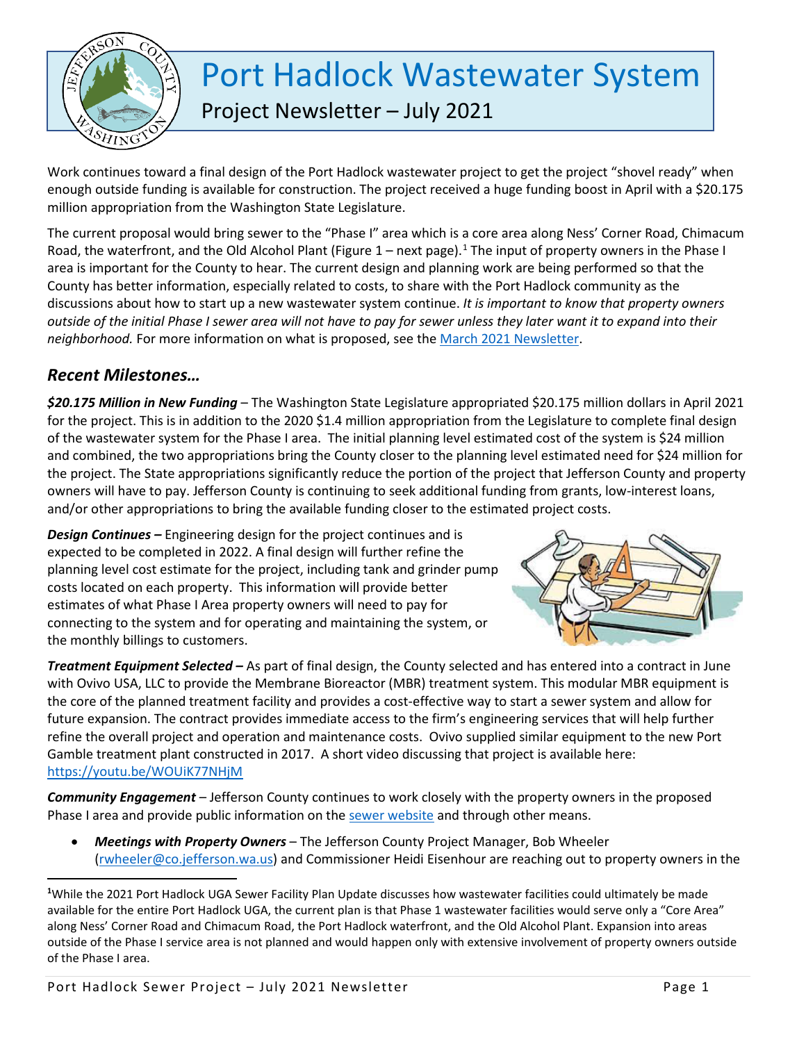# Port Hadlock Wastewater System

## Project Newsletter – July 2021

Work continues toward a final design of the Port Hadlock wastewater project to get the project "shovel ready" when enough outside funding is available for construction. The project received a huge funding boost in April with a $20.175 million appropriation from the Washington State Legislature.

The current proposal would bring sewer to the "Phase I" area which is a core area along Ness' Corner Road, Chimacum Road, the waterfront, and the Old Alcohol Plant (Figure 1 – next page).[1] The input of property owners in the Phase I area is important for the County to hear. The current design and planning work are being performed so that the County has better information, especially related to costs, to share with the Port Hadlock community as the discussions about how to start up a new wastewater system continue. *It is important to know that property owners outside of the initial Phase I sewer area will not have to pay for sewer unless they later want it to expand into their neighborhood.* For more information on what is proposed, see the March 2021 Newsletter.

## *Recent Milestones…*

***$20.175 Million in New Funding*** – The Washington State Legislature appropriated $20.175 million dollars in April 2021 for the project. This is in addition to the 2020 $1.4 million appropriation from the Legislature to complete final design of the wastewater system for the Phase I area. The initial planning level estimated cost of the system is $24 million and combined, the two appropriations bring the County closer to the planning level estimated need for $24 million for the project. The State appropriations significantly reduce the portion of the project that Jefferson County and property owners will have to pay. Jefferson County is continuing to seek additional funding from grants, low-interest loans, and/or other appropriations to bring the available funding closer to the estimated project costs.

***Design Continues –*** Engineering design for the project continues and is expected to be completed in 2022. A final design will further refine the planning level cost estimate for the project, including tank and grinder pump costs located on each property. This information will provide better estimates of what Phase I Area property owners will need to pay for connecting to the system and for operating and maintaining the system, or the monthly billings to customers.

***Treatment Equipment Selected –*** As part of final design, the County selected and has entered into a contract in June with Ovivo USA, LLC to provide the Membrane Bioreactor (MBR) treatment system. This modular MBR equipment is the core of the planned treatment facility and provides a cost-effective way to start a sewer system and allow for future expansion. The contract provides immediate access to the firm's engineering services that will help further refine the overall project and operation and maintenance costs. Ovivo supplied similar equipment to the new Port Gamble treatment plant constructed in 2017. A short video discussing that project is available here: https://youtu.be/WOUiK77NHjM

***Community Engagement*** – Jefferson County continues to work closely with the property owners in the proposed Phase I area and provide public information on the sewer website and through other means.

- ***Meetings with Property Owners*** – The Jefferson County Project Manager, Bob Wheeler (rwheeler@co.jefferson.wa.us) and Commissioner Heidi Eisenhour are reaching out to property owners in the

---

[1] While the 2021 Port Hadlock UGA Sewer Facility Plan Update discusses how wastewater facilities could ultimately be made available for the entire Port Hadlock UGA, the current plan is that Phase 1 wastewater facilities would serve only a "Core Area" along Ness' Corner Road and Chimacum Road, the Port Hadlock waterfront, and the Old Alcohol Plant. Expansion into areas outside of the Phase I service area is not planned and would happen only with extensive involvement of property owners outside of the Phase I area.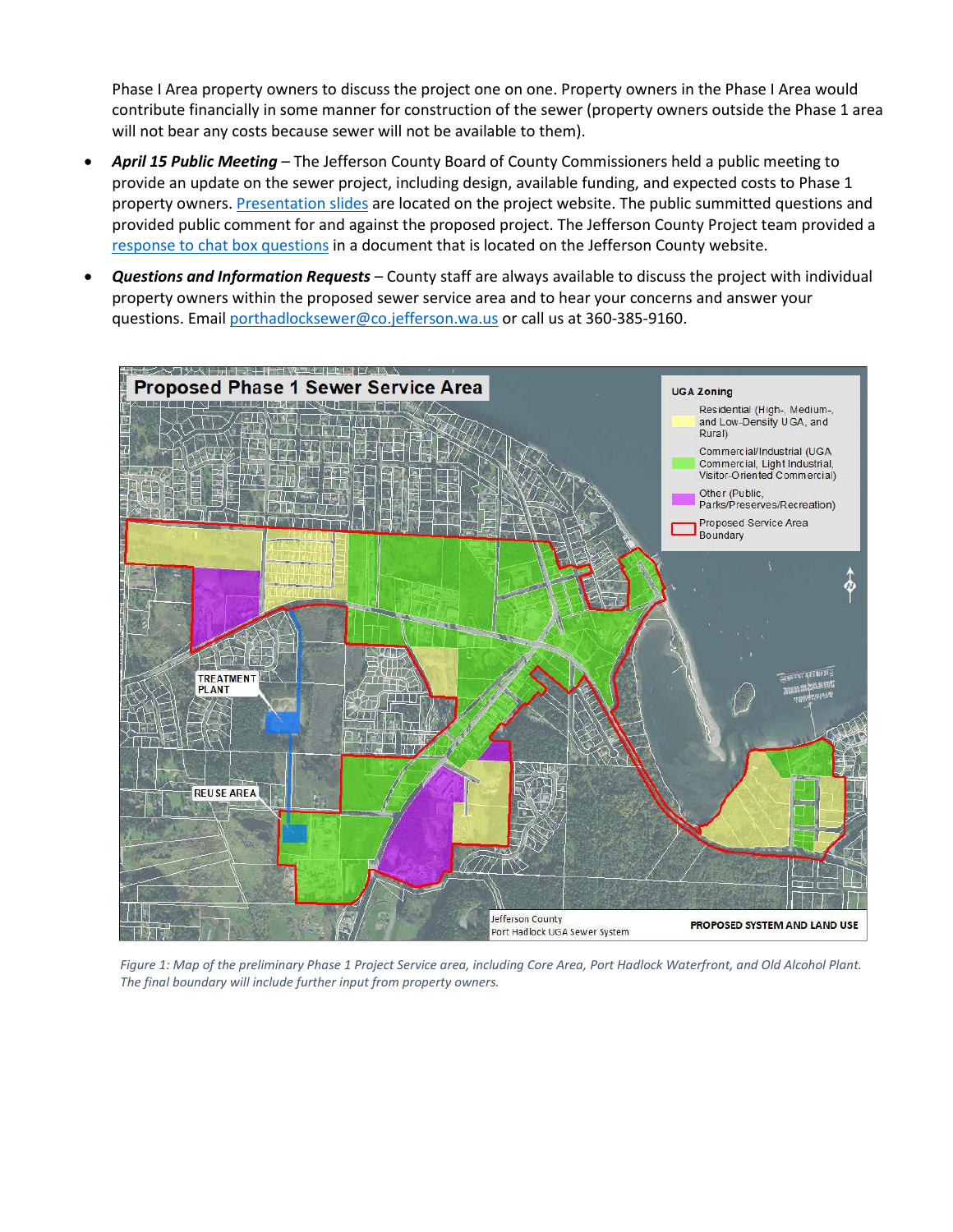Phase I Area property owners to discuss the project one on one. Property owners in the Phase I Area would contribute financially in some manner for construction of the sewer (property owners outside the Phase 1 area will not bear any costs because sewer will not be available to them).

- ***April 15 Public Meeting*** – The Jefferson County Board of County Commissioners held a public meeting to provide an update on the sewer project, including design, available funding, and expected costs to Phase 1 property owners. [Presentation slides] are located on the project website. The public summitted questions and provided public comment for and against the proposed project. The Jefferson County Project team provided a [response to chat box questions] in a document that is located on the Jefferson County website.
- ***Questions and Information Requests*** – County staff are always available to discuss the project with individual property owners within the proposed sewer service area and to hear your concerns and answer your questions. Email porthadlocksewer@co.jefferson.wa.us or call us at 360-385-9160.

*Figure 1: Map of the preliminary Phase 1 Project Service area, including Core Area, Port Hadlock Waterfront, and Old Alcohol Plant. The final boundary will include further input from property owners.*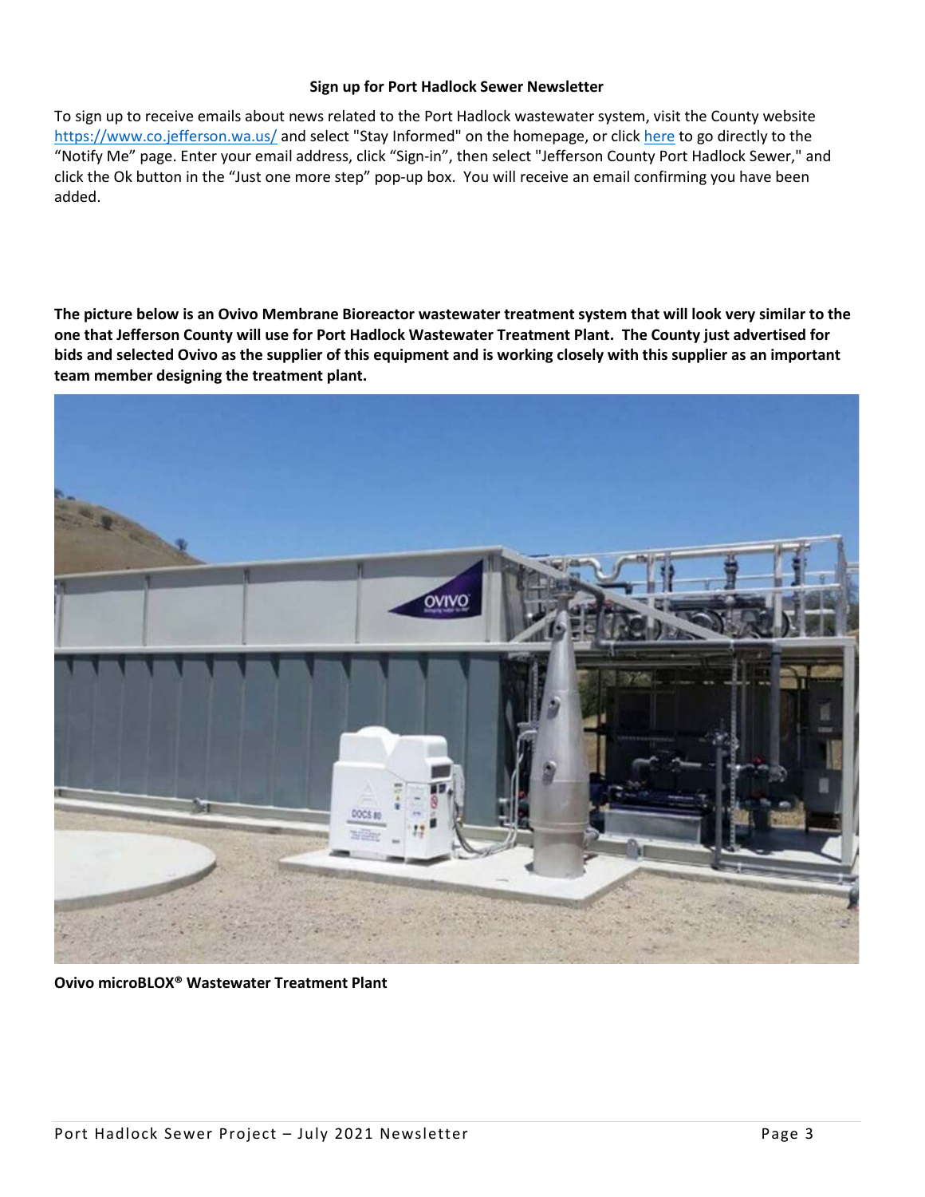**Sign up for Port Hadlock Sewer Newsletter**

To sign up to receive emails about news related to the Port Hadlock wastewater system, visit the County website https://www.co.jefferson.wa.us/ and select "Stay Informed" on the homepage, or click here to go directly to the "Notify Me" page. Enter your email address, click "Sign-in", then select "Jefferson County Port Hadlock Sewer," and click the Ok button in the "Just one more step" pop-up box. You will receive an email confirming you have been added.

**The picture below is an Ovivo Membrane Bioreactor wastewater treatment system that will look very similar to the one that Jefferson County will use for Port Hadlock Wastewater Treatment Plant. The County just advertised for bids and selected Ovivo as the supplier of this equipment and is working closely with this supplier as an important team member designing the treatment plant.**

**Ovivo microBLOX® Wastewater Treatment Plant**